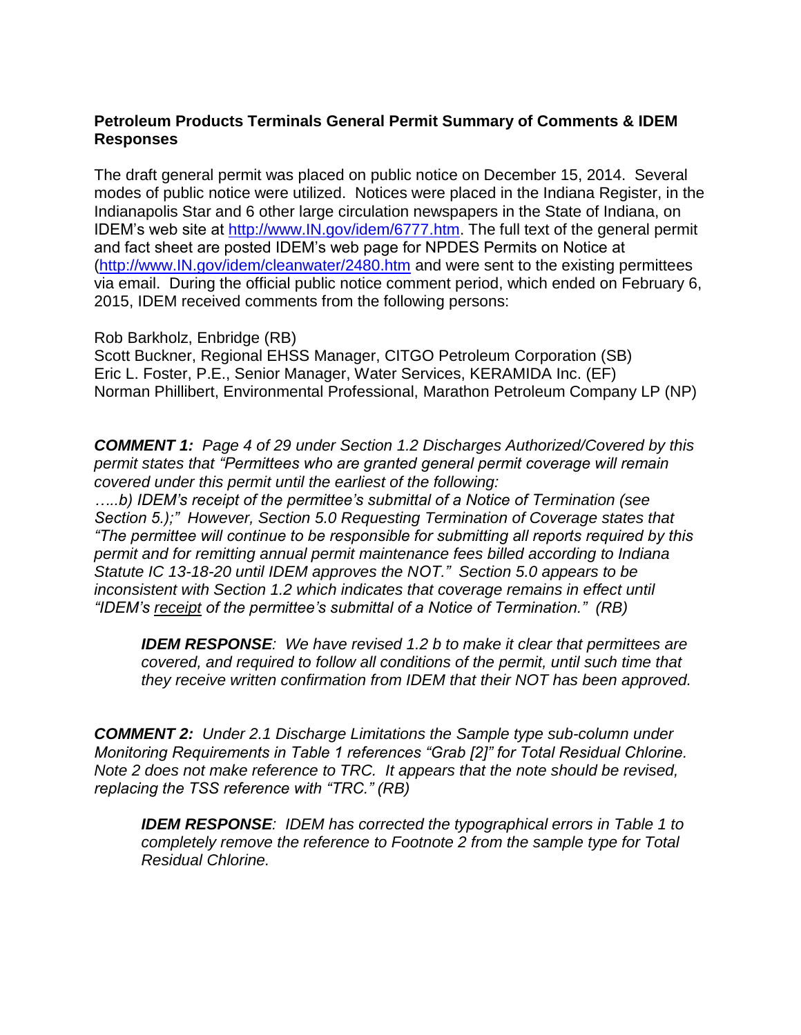**Petroleum Products Terminals General Permit Summary of Comments & IDEM Responses**

The draft general permit was placed on public notice on December 15, 2014. Several modes of public notice were utilized. Notices were placed in the Indiana Register, in the Indianapolis Star and 6 other large circulation newspapers in the State of Indiana, on IDEM's web site at http://www.IN.gov/idem/6777.htm. The full text of the general permit and fact sheet are posted IDEM's web page for NPDES Permits on Notice at (http://www.IN.gov/idem/cleanwater/2480.htm and were sent to the existing permittees via email. During the official public notice comment period, which ended on February 6, 2015, IDEM received comments from the following persons:

Rob Barkholz, Enbridge (RB)
Scott Buckner, Regional EHSS Manager, CITGO Petroleum Corporation (SB)
Eric L. Foster, P.E., Senior Manager, Water Services, KERAMIDA Inc. (EF)
Norman Phillibert, Environmental Professional, Marathon Petroleum Company LP (NP)

***COMMENT 1:*** *Page 4 of 29 under Section 1.2 Discharges Authorized/Covered by this permit states that "Permittees who are granted general permit coverage will remain covered under this permit until the earliest of the following:*
*.....b) IDEM's receipt of the permittee's submittal of a Notice of Termination (see Section 5.);" However, Section 5.0 Requesting Termination of Coverage states that "The permittee will continue to be responsible for submitting all reports required by this permit and for remitting annual permit maintenance fees billed according to Indiana Statute IC 13-18-20 until IDEM approves the NOT." Section 5.0 appears to be inconsistent with Section 1.2 which indicates that coverage remains in effect until "IDEM's <u>receipt</u> of the permittee's submittal of a Notice of Termination." (RB)*

> ***IDEM RESPONSE****: We have revised 1.2 b to make it clear that permittees are covered, and required to follow all conditions of the permit, until such time that they receive written confirmation from IDEM that their NOT has been approved.*

***COMMENT 2:*** *Under 2.1 Discharge Limitations the Sample type sub-column under Monitoring Requirements in Table 1 references "Grab [2]" for Total Residual Chlorine. Note 2 does not make reference to TRC. It appears that the note should be revised, replacing the TSS reference with "TRC." (RB)*

> ***IDEM RESPONSE****: IDEM has corrected the typographical errors in Table 1 to completely remove the reference to Footnote 2 from the sample type for Total Residual Chlorine.*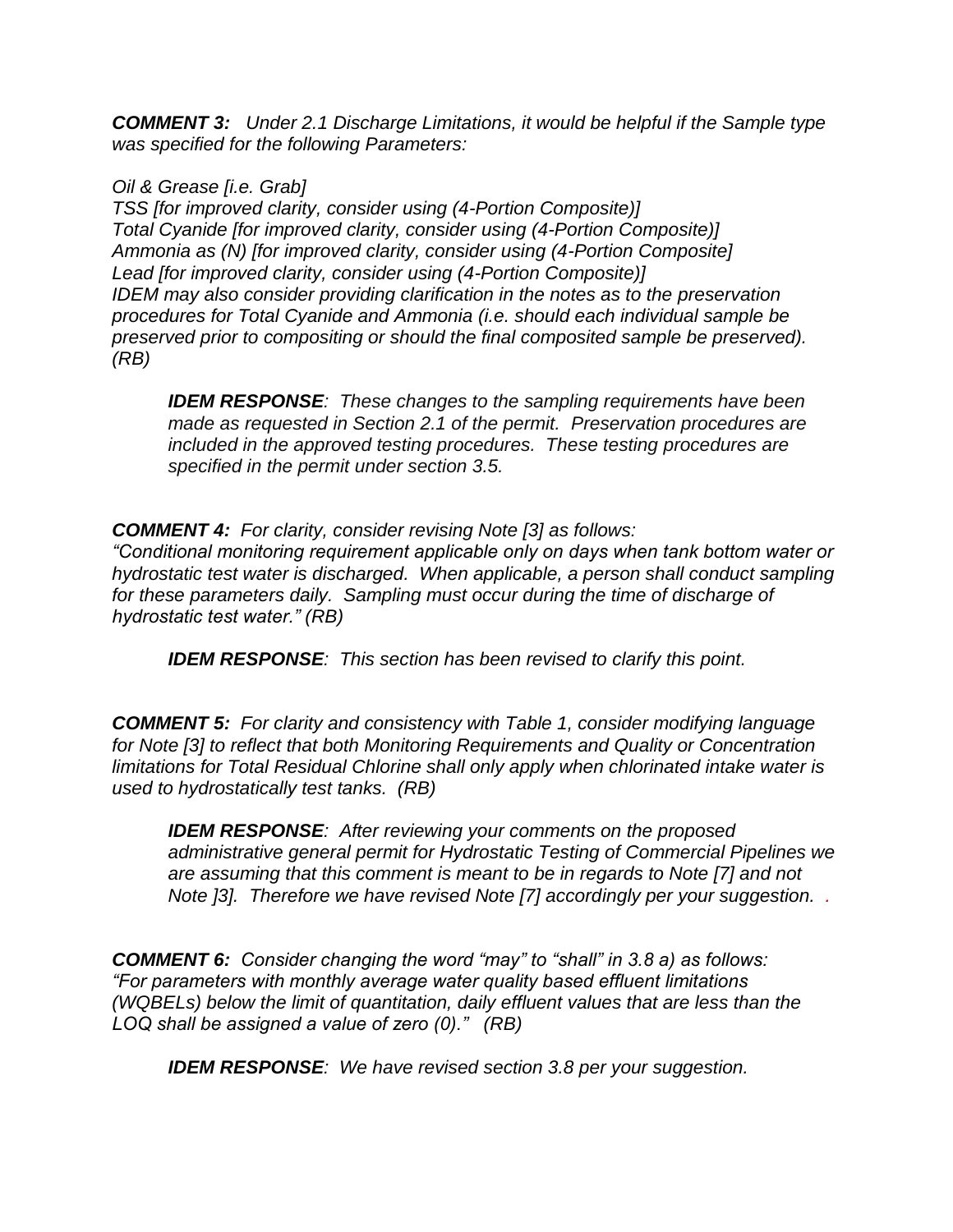***COMMENT 3:*** *Under 2.1 Discharge Limitations, it would be helpful if the Sample type was specified for the following Parameters:*

*Oil & Grease [i.e. Grab]*
*TSS [for improved clarity, consider using (4-Portion Composite)]*
*Total Cyanide [for improved clarity, consider using (4-Portion Composite)]*
*Ammonia as (N) [for improved clarity, consider using (4-Portion Composite]*
*Lead [for improved clarity, consider using (4-Portion Composite)]*
*IDEM may also consider providing clarification in the notes as to the preservation procedures for Total Cyanide and Ammonia (i.e. should each individual sample be preserved prior to compositing or should the final composited sample be preserved). (RB)*

> ***IDEM RESPONSE****: These changes to the sampling requirements have been made as requested in Section 2.1 of the permit. Preservation procedures are included in the approved testing procedures. These testing procedures are specified in the permit under section 3.5.*

***COMMENT 4:*** *For clarity, consider revising Note [3] as follows:*
*"Conditional monitoring requirement applicable only on days when tank bottom water or hydrostatic test water is discharged. When applicable, a person shall conduct sampling for these parameters daily. Sampling must occur during the time of discharge of hydrostatic test water." (RB)*

> ***IDEM RESPONSE****: This section has been revised to clarify this point.*

***COMMENT 5:*** *For clarity and consistency with Table 1, consider modifying language for Note [3] to reflect that both Monitoring Requirements and Quality or Concentration limitations for Total Residual Chlorine shall only apply when chlorinated intake water is used to hydrostatically test tanks. (RB)*

> ***IDEM RESPONSE****: After reviewing your comments on the proposed administrative general permit for Hydrostatic Testing of Commercial Pipelines we are assuming that this comment is meant to be in regards to Note [7] and not Note ]3]. Therefore we have revised Note [7] accordingly per your suggestion. .*

***COMMENT 6:*** *Consider changing the word "may" to "shall" in 3.8 a) as follows: "For parameters with monthly average water quality based effluent limitations (WQBELs) below the limit of quantitation, daily effluent values that are less than the LOQ shall be assigned a value of zero (0)." (RB)*

> ***IDEM RESPONSE****: We have revised section 3.8 per your suggestion.*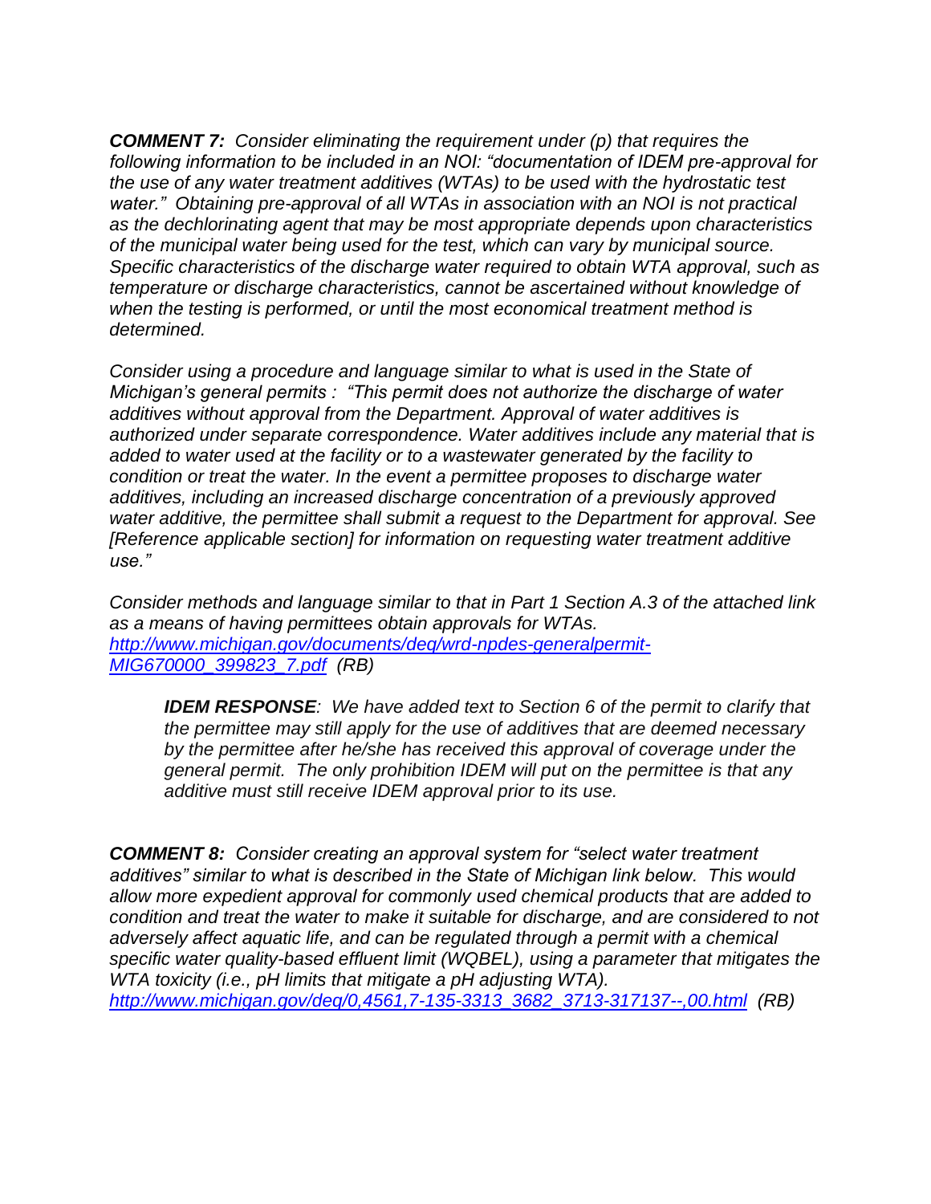***COMMENT 7:*** *Consider eliminating the requirement under (p) that requires the following information to be included in an NOI: "documentation of IDEM pre-approval for the use of any water treatment additives (WTAs) to be used with the hydrostatic test water." Obtaining pre-approval of all WTAs in association with an NOI is not practical as the dechlorinating agent that may be most appropriate depends upon characteristics of the municipal water being used for the test, which can vary by municipal source. Specific characteristics of the discharge water required to obtain WTA approval, such as temperature or discharge characteristics, cannot be ascertained without knowledge of when the testing is performed, or until the most economical treatment method is determined.*

*Consider using a procedure and language similar to what is used in the State of Michigan's general permits : "This permit does not authorize the discharge of water additives without approval from the Department. Approval of water additives is authorized under separate correspondence. Water additives include any material that is added to water used at the facility or to a wastewater generated by the facility to condition or treat the water. In the event a permittee proposes to discharge water additives, including an increased discharge concentration of a previously approved water additive, the permittee shall submit a request to the Department for approval. See [Reference applicable section] for information on requesting water treatment additive use."*

*Consider methods and language similar to that in Part 1 Section A.3 of the attached link as a means of having permittees obtain approvals for WTAs. [http://www.michigan.gov/documents/deq/wrd-npdes-generalpermit-MIG670000_399823_7.pdf](http://www.michigan.gov/documents/deq/wrd-npdes-generalpermit-MIG670000_399823_7.pdf) (RB)*

> ***IDEM RESPONSE****: We have added text to Section 6 of the permit to clarify that the permittee may still apply for the use of additives that are deemed necessary by the permittee after he/she has received this approval of coverage under the general permit. The only prohibition IDEM will put on the permittee is that any additive must still receive IDEM approval prior to its use.*

***COMMENT 8:*** *Consider creating an approval system for "select water treatment additives" similar to what is described in the State of Michigan link below. This would allow more expedient approval for commonly used chemical products that are added to condition and treat the water to make it suitable for discharge, and are considered to not adversely affect aquatic life, and can be regulated through a permit with a chemical specific water quality-based effluent limit (WQBEL), using a parameter that mitigates the WTA toxicity (i.e., pH limits that mitigate a pH adjusting WTA). [http://www.michigan.gov/deq/0,4561,7-135-3313_3682_3713-317137--,00.html](http://www.michigan.gov/deq/0,4561,7-135-3313_3682_3713-317137--,00.html) (RB)*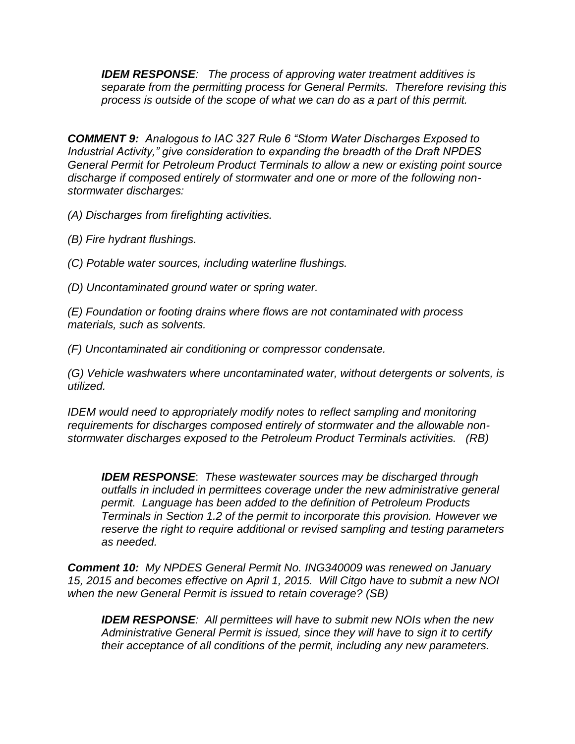***IDEM RESPONSE****: The process of approving water treatment additives is separate from the permitting process for General Permits. Therefore revising this process is outside of the scope of what we can do as a part of this permit.*

***COMMENT 9:*** *Analogous to IAC 327 Rule 6 "Storm Water Discharges Exposed to Industrial Activity," give consideration to expanding the breadth of the Draft NPDES General Permit for Petroleum Product Terminals to allow a new or existing point source discharge if composed entirely of stormwater and one or more of the following non-stormwater discharges:*

*(A) Discharges from firefighting activities.*

*(B) Fire hydrant flushings.*

*(C) Potable water sources, including waterline flushings.*

*(D) Uncontaminated ground water or spring water.*

*(E) Foundation or footing drains where flows are not contaminated with process materials, such as solvents.*

*(F) Uncontaminated air conditioning or compressor condensate.*

*(G) Vehicle washwaters where uncontaminated water, without detergents or solvents, is utilized.*

*IDEM would need to appropriately modify notes to reflect sampling and monitoring requirements for discharges composed entirely of stormwater and the allowable non-stormwater discharges exposed to the Petroleum Product Terminals activities. (RB)*

***IDEM RESPONSE***: *These wastewater sources may be discharged through outfalls in included in permittees coverage under the new administrative general permit. Language has been added to the definition of Petroleum Products Terminals in Section 1.2 of the permit to incorporate this provision. However we reserve the right to require additional or revised sampling and testing parameters as needed.*

***Comment 10:*** *My NPDES General Permit No. ING340009 was renewed on January 15, 2015 and becomes effective on April 1, 2015. Will Citgo have to submit a new NOI when the new General Permit is issued to retain coverage? (SB)*

***IDEM RESPONSE****: All permittees will have to submit new NOIs when the new Administrative General Permit is issued, since they will have to sign it to certify their acceptance of all conditions of the permit, including any new parameters.*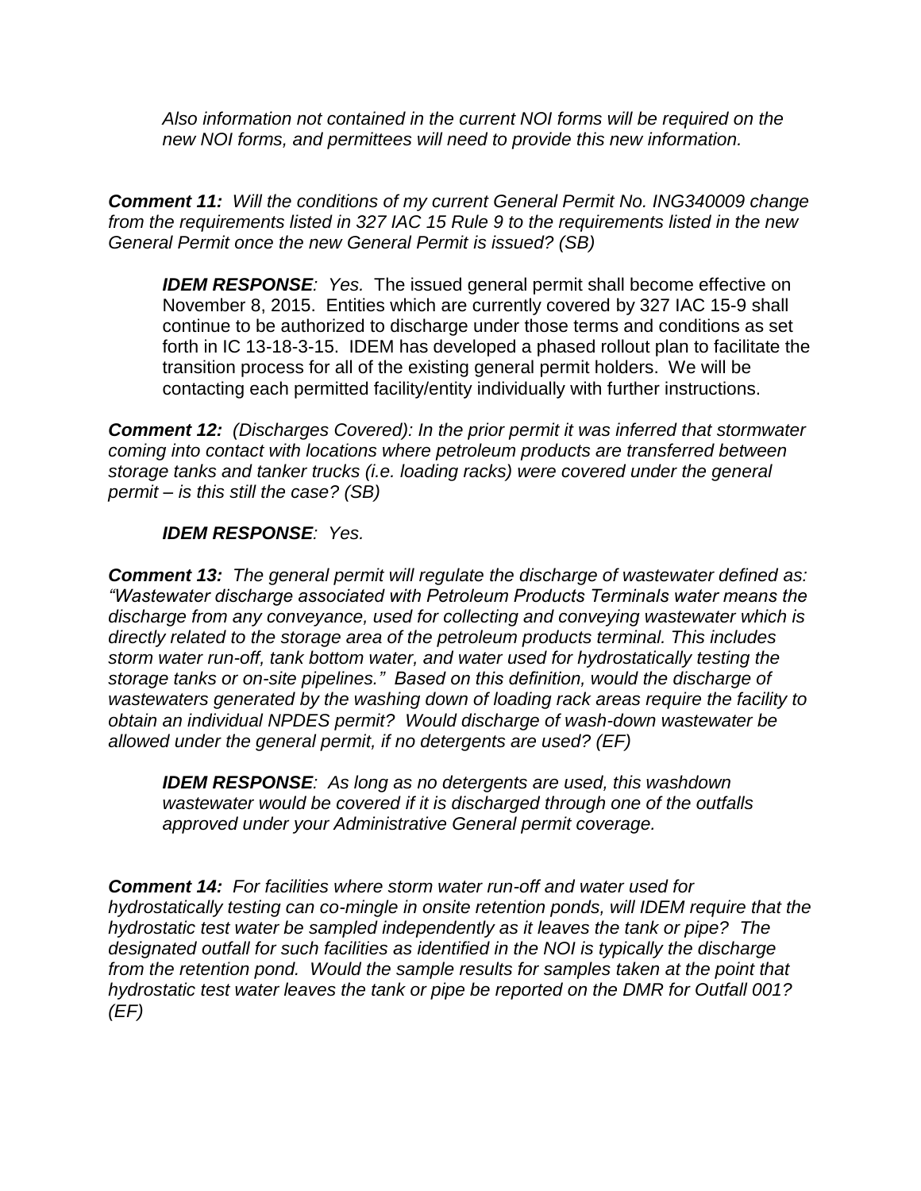*Also information not contained in the current NOI forms will be required on the new NOI forms, and permittees will need to provide this new information.*

***Comment 11:*** *Will the conditions of my current General Permit No. ING340009 change from the requirements listed in 327 IAC 15 Rule 9 to the requirements listed in the new General Permit once the new General Permit is issued? (SB)*

***IDEM RESPONSE****: Yes.* The issued general permit shall become effective on November 8, 2015. Entities which are currently covered by 327 IAC 15-9 shall continue to be authorized to discharge under those terms and conditions as set forth in IC 13-18-3-15. IDEM has developed a phased rollout plan to facilitate the transition process for all of the existing general permit holders. We will be contacting each permitted facility/entity individually with further instructions.

***Comment 12:*** *(Discharges Covered): In the prior permit it was inferred that stormwater coming into contact with locations where petroleum products are transferred between storage tanks and tanker trucks (i.e. loading racks) were covered under the general permit – is this still the case? (SB)*

***IDEM RESPONSE****: Yes.*

***Comment 13:*** *The general permit will regulate the discharge of wastewater defined as: "Wastewater discharge associated with Petroleum Products Terminals water means the discharge from any conveyance, used for collecting and conveying wastewater which is directly related to the storage area of the petroleum products terminal. This includes storm water run-off, tank bottom water, and water used for hydrostatically testing the storage tanks or on-site pipelines." Based on this definition, would the discharge of wastewaters generated by the washing down of loading rack areas require the facility to obtain an individual NPDES permit? Would discharge of wash-down wastewater be allowed under the general permit, if no detergents are used? (EF)*

***IDEM RESPONSE****: As long as no detergents are used, this washdown wastewater would be covered if it is discharged through one of the outfalls approved under your Administrative General permit coverage.*

***Comment 14:*** *For facilities where storm water run-off and water used for hydrostatically testing can co-mingle in onsite retention ponds, will IDEM require that the hydrostatic test water be sampled independently as it leaves the tank or pipe? The designated outfall for such facilities as identified in the NOI is typically the discharge from the retention pond. Would the sample results for samples taken at the point that hydrostatic test water leaves the tank or pipe be reported on the DMR for Outfall 001? (EF)*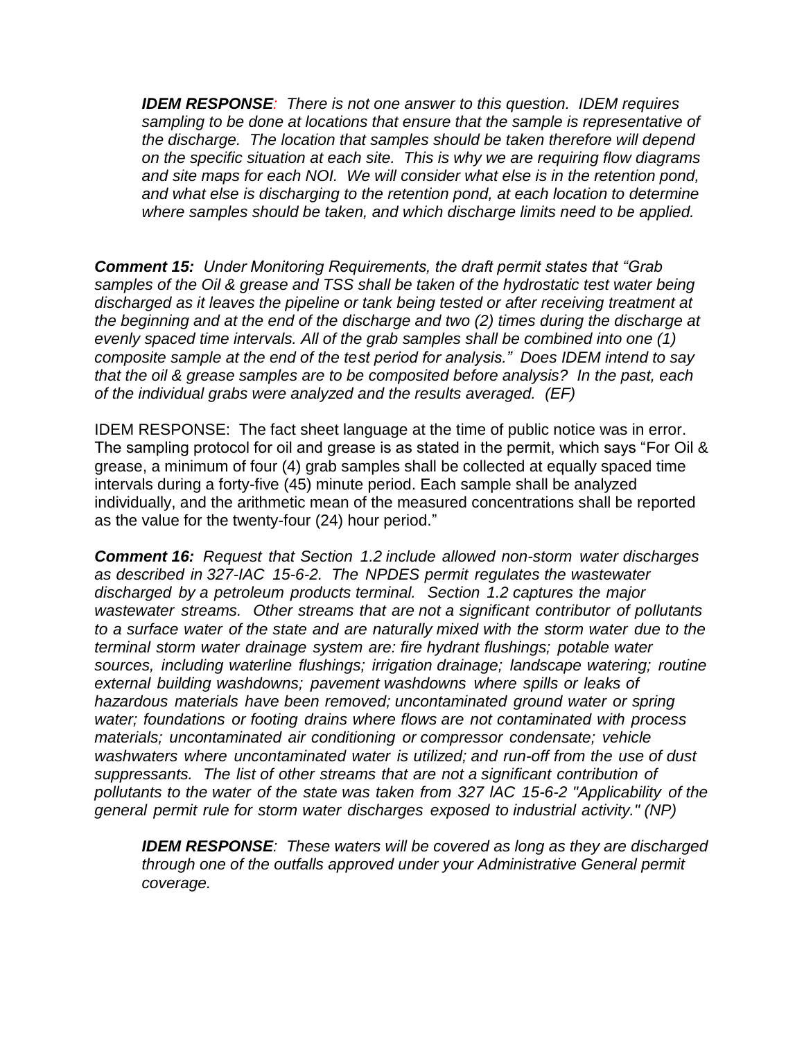***IDEM RESPONSE**: There is not one answer to this question. IDEM requires sampling to be done at locations that ensure that the sample is representative of the discharge. The location that samples should be taken therefore will depend on the specific situation at each site. This is why we are requiring flow diagrams and site maps for each NOI. We will consider what else is in the retention pond, and what else is discharging to the retention pond, at each location to determine where samples should be taken, and which discharge limits need to be applied.*

***Comment 15:** Under Monitoring Requirements, the draft permit states that "Grab samples of the Oil & grease and TSS shall be taken of the hydrostatic test water being discharged as it leaves the pipeline or tank being tested or after receiving treatment at the beginning and at the end of the discharge and two (2) times during the discharge at evenly spaced time intervals. All of the grab samples shall be combined into one (1) composite sample at the end of the test period for analysis." Does IDEM intend to say that the oil & grease samples are to be composited before analysis? In the past, each of the individual grabs were analyzed and the results averaged. (EF)*

IDEM RESPONSE: The fact sheet language at the time of public notice was in error. The sampling protocol for oil and grease is as stated in the permit, which says "For Oil & grease, a minimum of four (4) grab samples shall be collected at equally spaced time intervals during a forty-five (45) minute period. Each sample shall be analyzed individually, and the arithmetic mean of the measured concentrations shall be reported as the value for the twenty-four (24) hour period."

***Comment 16:** Request that Section 1.2 include allowed non-storm water discharges as described in 327-IAC 15-6-2. The NPDES permit regulates the wastewater discharged by a petroleum products terminal. Section 1.2 captures the major wastewater streams. Other streams that are not a significant contributor of pollutants to a surface water of the state and are naturally mixed with the storm water due to the terminal storm water drainage system are: fire hydrant flushings; potable water sources, including waterline flushings; irrigation drainage; landscape watering; routine external building washdowns; pavement washdowns where spills or leaks of hazardous materials have been removed; uncontaminated ground water or spring water; foundations or footing drains where flows are not contaminated with process materials; uncontaminated air conditioning or compressor condensate; vehicle washwaters where uncontaminated water is utilized; and run-off from the use of dust suppressants. The list of other streams that are not a significant contribution of pollutants to the water of the state was taken from 327 IAC 15-6-2 "Applicability of the general permit rule for storm water discharges exposed to industrial activity." (NP)*

***IDEM RESPONSE**: These waters will be covered as long as they are discharged through one of the outfalls approved under your Administrative General permit coverage.*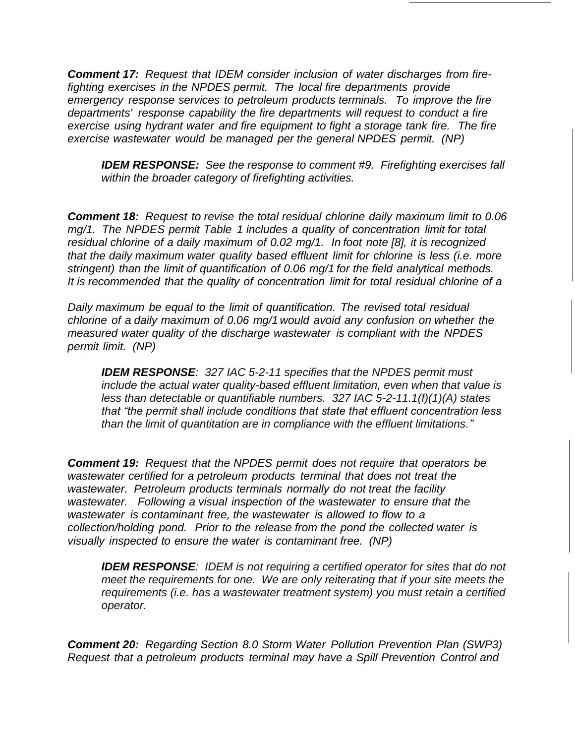***Comment 17:*** *Request that IDEM consider inclusion of water discharges from fire-fighting exercises in the NPDES permit. The local fire departments provide emergency response services to petroleum products terminals. To improve the fire departments' response capability the fire departments will request to conduct a fire exercise using hydrant water and fire equipment to fight a storage tank fire. The fire exercise wastewater would be managed per the general NPDES permit. (NP)*

> ***IDEM RESPONSE:*** *See the response to comment #9. Firefighting exercises fall within the broader category of firefighting activities.*

***Comment 18:*** *Request to revise the total residual chlorine daily maximum limit to 0.06 mg/1. The NPDES permit Table 1 includes a quality of concentration limit for total residual chlorine of a daily maximum of 0.02 mg/1. In foot note [8], it is recognized that the daily maximum water quality based effluent limit for chlorine is less (i.e. more stringent) than the limit of quantification of 0.06 mg/1 for the field analytical methods. It is recommended that the quality of concentration limit for total residual chlorine of a*

*Daily maximum be equal to the limit of quantification. The revised total residual chlorine of a daily maximum of 0.06 mg/1 would avoid any confusion on whether the measured water quality of the discharge wastewater is compliant with the NPDES permit limit. (NP)*

> ***IDEM RESPONSE****: 327 IAC 5-2-11 specifies that the NPDES permit must include the actual water quality-based effluent limitation, even when that value is less than detectable or quantifiable numbers. 327 IAC 5-2-11.1(f)(1)(A) states that "the permit shall include conditions that state that effluent concentration less than the limit of quantitation are in compliance with the effluent limitations."*

***Comment 19:*** *Request that the NPDES permit does not require that operators be wastewater certified for a petroleum products terminal that does not treat the wastewater. Petroleum products terminals normally do not treat the facility wastewater. Following a visual inspection of the wastewater to ensure that the wastewater is contaminant free, the wastewater is allowed to flow to a collection/holding pond. Prior to the release from the pond the collected water is visually inspected to ensure the water is contaminant free. (NP)*

> ***IDEM RESPONSE****: IDEM is not requiring a certified operator for sites that do not meet the requirements for one. We are only reiterating that if your site meets the requirements (i.e. has a wastewater treatment system) you must retain a certified operator.*

***Comment 20:*** *Regarding Section 8.0 Storm Water Pollution Prevention Plan (SWP3) Request that a petroleum products terminal may have a Spill Prevention Control and*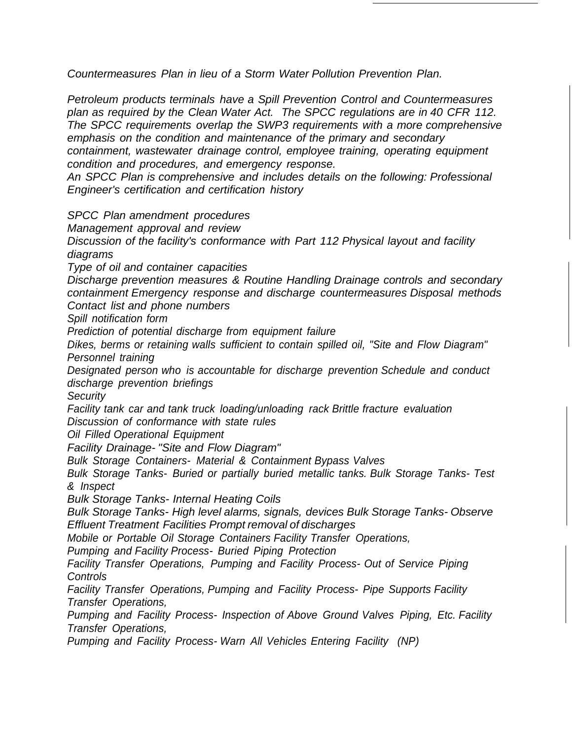*Countermeasures Plan in lieu of a Storm Water Pollution Prevention Plan.*

*Petroleum products terminals have a Spill Prevention Control and Countermeasures plan as required by the Clean Water Act. The SPCC regulations are in 40 CFR 112. The SPCC requirements overlap the SWP3 requirements with a more comprehensive emphasis on the condition and maintenance of the primary and secondary containment, wastewater drainage control, employee training, operating equipment condition and procedures, and emergency response.*
*An SPCC Plan is comprehensive and includes details on the following: Professional Engineer's certification and certification history*

*SPCC Plan amendment procedures*
*Management approval and review*
*Discussion of the facility's conformance with Part 112 Physical layout and facility diagrams*
*Type of oil and container capacities*
*Discharge prevention measures & Routine Handling Drainage controls and secondary containment Emergency response and discharge countermeasures Disposal methods Contact list and phone numbers*
*Spill notification form*
*Prediction of potential discharge from equipment failure*
*Dikes, berms or retaining walls sufficient to contain spilled oil, "Site and Flow Diagram" Personnel training*
*Designated person who is accountable for discharge prevention Schedule and conduct discharge prevention briefings*
*Security*
*Facility tank car and tank truck loading/unloading rack Brittle fracture evaluation*
*Discussion of conformance with state rules*
*Oil Filled Operational Equipment*
*Facility Drainage- "Site and Flow Diagram"*
*Bulk Storage Containers- Material & Containment Bypass Valves*
*Bulk Storage Tanks- Buried or partially buried metallic tanks. Bulk Storage Tanks- Test & Inspect*
*Bulk Storage Tanks- Internal Heating Coils*
*Bulk Storage Tanks- High level alarms, signals, devices Bulk Storage Tanks- Observe Effluent Treatment Facilities Prompt removal of discharges*
*Mobile or Portable Oil Storage Containers Facility Transfer Operations,*
*Pumping and Facility Process- Buried Piping Protection*
*Facility Transfer Operations, Pumping and Facility Process- Out of Service Piping Controls*
*Facility Transfer Operations, Pumping and Facility Process- Pipe Supports Facility Transfer Operations,*
*Pumping and Facility Process- Inspection of Above Ground Valves Piping, Etc. Facility Transfer Operations,*
*Pumping and Facility Process- Warn All Vehicles Entering Facility (NP)*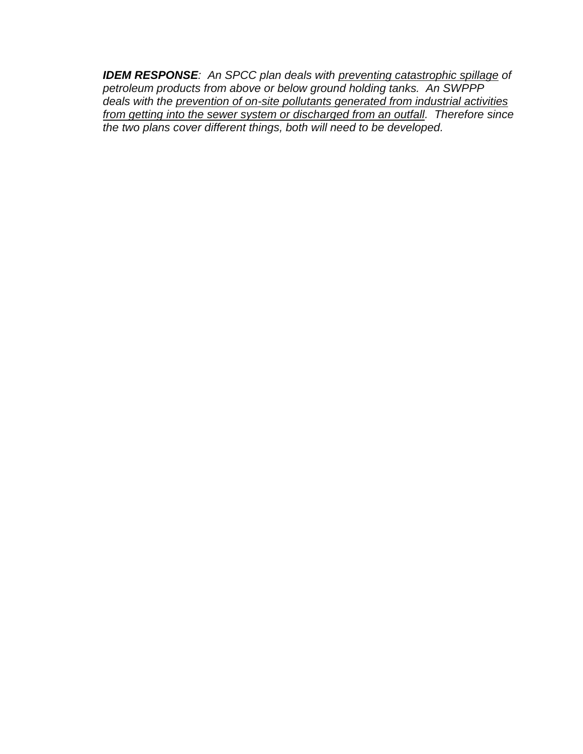***IDEM RESPONSE**: An SPCC plan deals with <u>preventing catastrophic spillage</u> of petroleum products from above or below ground holding tanks. An SWPPP deals with the <u>prevention of on-site pollutants generated from industrial activities from getting into the sewer system or discharged from an outfall</u>. Therefore since the two plans cover different things, both will need to be developed.*